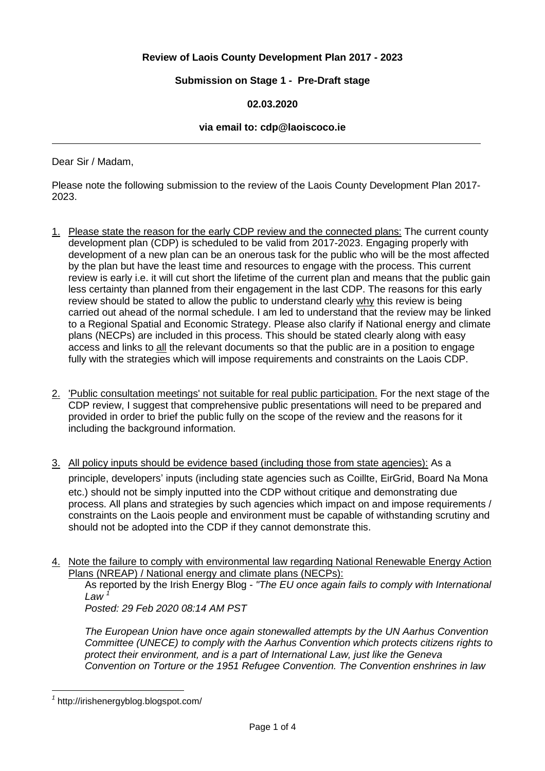**Review of Laois County Development Plan 2017 - 2023**

**Submission on Stage 1 - Pre-Draft stage**

**02.03.2020**

**via email to: cdp@laoiscoco.ie**

---

Dear Sir / Madam,

Please note the following submission to the review of the Laois County Development Plan 2017-2023.

1. Please state the reason for the early CDP review and the connected plans: The current county development plan (CDP) is scheduled to be valid from 2017-2023. Engaging properly with development of a new plan can be an onerous task for the public who will be the most affected by the plan but have the least time and resources to engage with the process. This current review is early i.e. it will cut short the lifetime of the current plan and means that the public gain less certainty than planned from their engagement in the last CDP. The reasons for this early review should be stated to allow the public to understand clearly why this review is being carried out ahead of the normal schedule. I am led to understand that the review may be linked to a Regional Spatial and Economic Strategy. Please also clarify if National energy and climate plans (NECPs) are included in this process. This should be stated clearly along with easy access and links to all the relevant documents so that the public are in a position to engage fully with the strategies which will impose requirements and constraints on the Laois CDP.

2. 'Public consultation meetings' not suitable for real public participation. For the next stage of the CDP review, I suggest that comprehensive public presentations will need to be prepared and provided in order to brief the public fully on the scope of the review and the reasons for it including the background information.

3. All policy inputs should be evidence based (including those from state agencies): As a principle, developers' inputs (including state agencies such as Coillte, EirGrid, Board Na Mona etc.) should not be simply inputted into the CDP without critique and demonstrating due process. All plans and strategies by such agencies which impact on and impose requirements / constraints on the Laois people and environment must be capable of withstanding scrutiny and should not be adopted into the CDP if they cannot demonstrate this.

4. Note the failure to comply with environmental law regarding National Renewable Energy Action Plans (NREAP) / National energy and climate plans (NECPs):

   As reported by the Irish Energy Blog - *"The EU once again fails to comply with International Law* [1]
   *Posted: 29 Feb 2020 08:14 AM PST*

   *The European Union have once again stonewalled attempts by the UN Aarhus Convention Committee (UNECE) to comply with the Aarhus Convention which protects citizens rights to protect their environment, and is a part of International Law, just like the Geneva Convention on Torture or the 1951 Refugee Convention. The Convention enshrines in law*

---

[1] http://irishenergyblog.blogspot.com/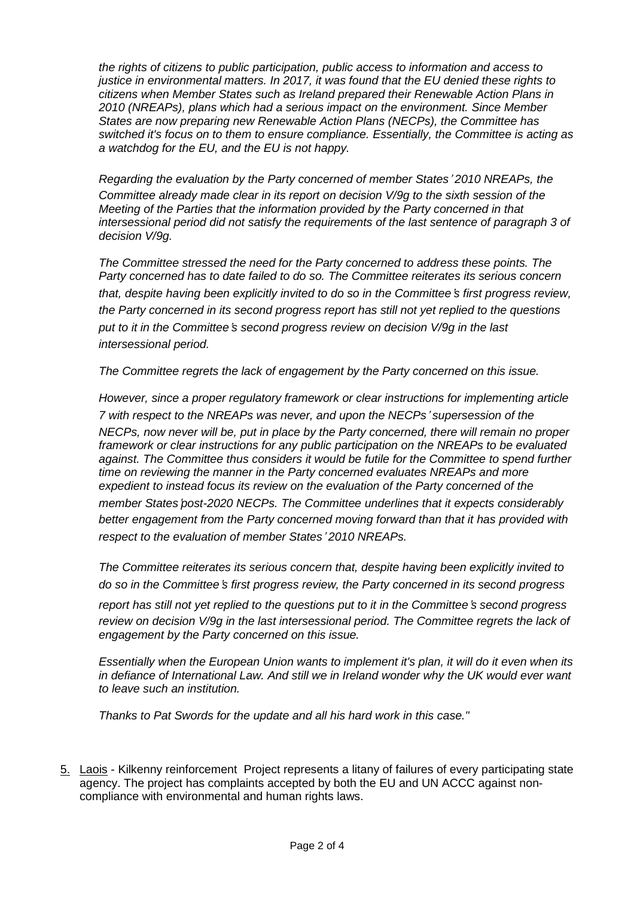*the rights of citizens to public participation, public access to information and access to justice in environmental matters. In 2017, it was found that the EU denied these rights to citizens when Member States such as Ireland prepared their Renewable Action Plans in 2010 (NREAPs), plans which had a serious impact on the environment. Since Member States are now preparing new Renewable Action Plans (NECPs), the Committee has switched it's focus on to them to ensure compliance. Essentially, the Committee is acting as a watchdog for the EU, and the EU is not happy.*

*Regarding the evaluation by the Party concerned of member States' 2010 NREAPs, the Committee already made clear in its report on decision V/9g to the sixth session of the Meeting of the Parties that the information provided by the Party concerned in that intersessional period did not satisfy the requirements of the last sentence of paragraph 3 of decision V/9g.*

*The Committee stressed the need for the Party concerned to address these points. The Party concerned has to date failed to do so. The Committee reiterates its serious concern that, despite having been explicitly invited to do so in the Committee's first progress review, the Party concerned in its second progress report has still not yet replied to the questions put to it in the Committee's second progress review on decision V/9g in the last intersessional period.*

*The Committee regrets the lack of engagement by the Party concerned on this issue.*

*However, since a proper regulatory framework or clear instructions for implementing article 7 with respect to the NREAPs was never, and upon the NECPs' supersession of the NECPs, now never will be, put in place by the Party concerned, there will remain no proper framework or clear instructions for any public participation on the NREAPs to be evaluated against. The Committee thus considers it would be futile for the Committee to spend further time on reviewing the manner in the Party concerned evaluates NREAPs and more expedient to instead focus its review on the evaluation of the Party concerned of the member States' post-2020 NECPs. The Committee underlines that it expects considerably better engagement from the Party concerned moving forward than that it has provided with respect to the evaluation of member States' 2010 NREAPs.*

*The Committee reiterates its serious concern that, despite having been explicitly invited to do so in the Committee's first progress review, the Party concerned in its second progress report has still not yet replied to the questions put to it in the Committee's second progress review on decision V/9g in the last intersessional period. The Committee regrets the lack of engagement by the Party concerned on this issue.*

*Essentially when the European Union wants to implement it's plan, it will do it even when its in defiance of International Law. And still we in Ireland wonder why the UK would ever want to leave such an institution.*

*Thanks to Pat Swords for the update and all his hard work in this case."*

5. Laois - Kilkenny reinforcement Project represents a litany of failures of every participating state agency. The project has complaints accepted by both the EU and UN ACCC against non-compliance with environmental and human rights laws.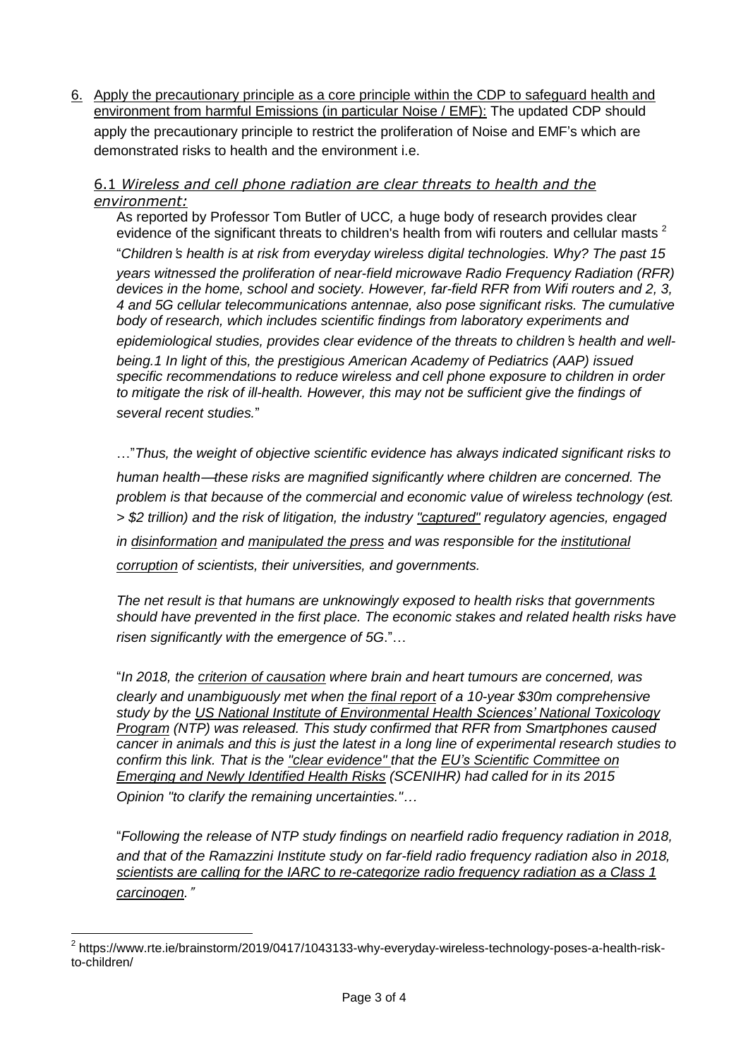6. Apply the precautionary principle as a core principle within the CDP to safeguard health and environment from harmful Emissions (in particular Noise / EMF): The updated CDP should apply the precautionary principle to restrict the proliferation of Noise and EMF's which are demonstrated risks to health and the environment i.e.

### 6.1 *Wireless and cell phone radiation are clear threats to health and the environment:*

As reported by Professor Tom Butler of UCC, a huge body of research provides clear evidence of the significant threats to children's health from wifi routers and cellular masts [2]

"*Children's health is at risk from everyday wireless digital technologies. Why? The past 15 years witnessed the proliferation of near-field microwave Radio Frequency Radiation (RFR) devices in the home, school and society. However, far-field RFR from Wifi routers and 2, 3, 4 and 5G cellular telecommunications antennae, also pose significant risks. The cumulative body of research, which includes scientific findings from laboratory experiments and epidemiological studies, provides clear evidence of the threats to children's health and well-being.1 In light of this, the prestigious American Academy of Pediatrics (AAP) issued specific recommendations to reduce wireless and cell phone exposure to children in order to mitigate the risk of ill-health. However, this may not be sufficient give the findings of several recent studies.*"

…"*Thus, the weight of objective scientific evidence has always indicated significant risks to human health—these risks are magnified significantly where children are concerned. The problem is that because of the commercial and economic value of wireless technology (est. > $2 trillion) and the risk of litigation, the industry "captured" regulatory agencies, engaged in disinformation and manipulated the press and was responsible for the institutional corruption of scientists, their universities, and governments.*

*The net result is that humans are unknowingly exposed to health risks that governments should have prevented in the first place. The economic stakes and related health risks have risen significantly with the emergence of 5G*."…

"*In 2018, the criterion of causation where brain and heart tumours are concerned, was clearly and unambiguously met when the final report of a 10-year $30m comprehensive study by the US National Institute of Environmental Health Sciences' National Toxicology Program (NTP) was released. This study confirmed that RFR from Smartphones caused cancer in animals and this is just the latest in a long line of experimental research studies to confirm this link. That is the "clear evidence" that the EU's Scientific Committee on Emerging and Newly Identified Health Risks (SCENIHR) had called for in its 2015 Opinion "to clarify the remaining uncertainties."…*

"*Following the release of NTP study findings on nearfield radio frequency radiation in 2018, and that of the Ramazzini Institute study on far-field radio frequency radiation also in 2018, scientists are calling for the IARC to re-categorize radio frequency radiation as a Class 1 carcinogen.*"

---

[2] https://www.rte.ie/brainstorm/2019/0417/1043133-why-everyday-wireless-technology-poses-a-health-risk-to-children/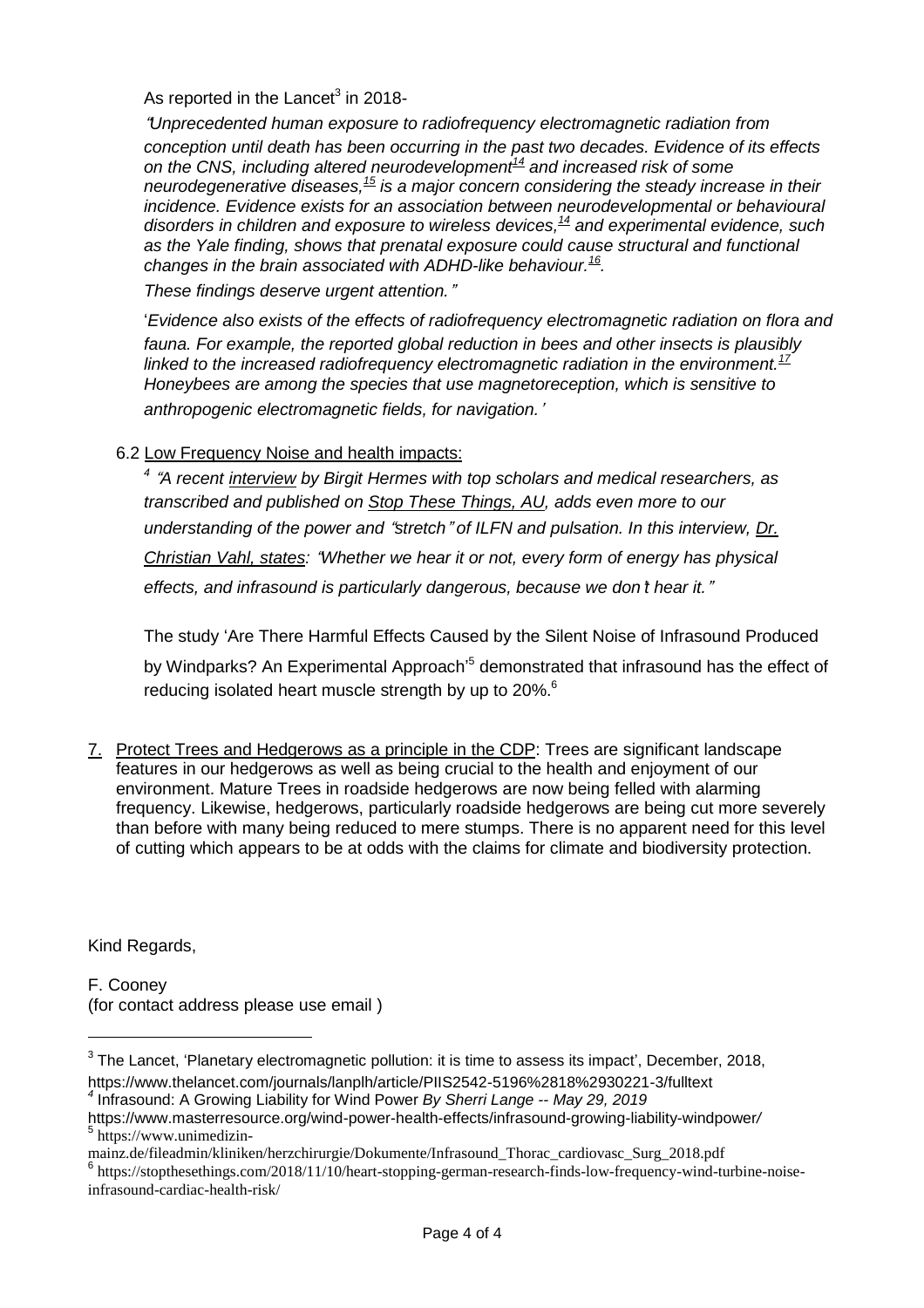As reported in the Lancet[3] in 2018-

*"Unprecedented human exposure to radiofrequency electromagnetic radiation from conception until death has been occurring in the past two decades. Evidence of its effects on the CNS, including altered neurodevelopment[14] and increased risk of some neurodegenerative diseases,[15] is a major concern considering the steady increase in their incidence. Evidence exists for an association between neurodevelopmental or behavioural disorders in children and exposure to wireless devices,[14] and experimental evidence, such as the Yale finding, shows that prenatal exposure could cause structural and functional changes in the brain associated with ADHD-like behaviour.[16].*

*These findings deserve urgent attention."*

'*Evidence also exists of the effects of radiofrequency electromagnetic radiation on flora and fauna. For example, the reported global reduction in bees and other insects is plausibly linked to the increased radiofrequency electromagnetic radiation in the environment.[17] Honeybees are among the species that use magnetoreception, which is sensitive to anthropogenic electromagnetic fields, for navigation.'*

6.2 Low Frequency Noise and health impacts:

[4] *"A recent interview by Birgit Hermes with top scholars and medical researchers, as transcribed and published on Stop These Things, AU, adds even more to our understanding of the power and "stretch" of ILFN and pulsation. In this interview, Dr. Christian Vahl, states: "Whether we hear it or not, every form of energy has physical effects, and infrasound is particularly dangerous, because we don't hear it."*

The study 'Are There Harmful Effects Caused by the Silent Noise of Infrasound Produced by Windparks? An Experimental Approach'[5] demonstrated that infrasound has the effect of reducing isolated heart muscle strength by up to 20%.[6]

7. Protect Trees and Hedgerows as a principle in the CDP: Trees are significant landscape features in our hedgerows as well as being crucial to the health and enjoyment of our environment. Mature Trees in roadside hedgerows are now being felled with alarming frequency. Likewise, hedgerows, particularly roadside hedgerows are being cut more severely than before with many being reduced to mere stumps. There is no apparent need for this level of cutting which appears to be at odds with the claims for climate and biodiversity protection.

Kind Regards,

F. Cooney
(for contact address please use email )

---

[3] The Lancet, 'Planetary electromagnetic pollution: it is time to assess its impact', December, 2018, https://www.thelancet.com/journals/lanplh/article/PIIS2542-5196%2818%2930221-3/fulltext

[4] Infrasound: A Growing Liability for Wind Power *By Sherri Lange -- May 29, 2019* https://www.masterresource.org/wind-power-health-effects/infrasound-growing-liability-windpower/

[5] https://www.unimedizin-mainz.de/fileadmin/kliniken/herzchirurgie/Dokumente/Infrasound_Thorac_cardiovasc_Surg_2018.pdf

[6] https://stopthesethings.com/2018/11/10/heart-stopping-german-research-finds-low-frequency-wind-turbine-noise-infrasound-cardiac-health-risk/